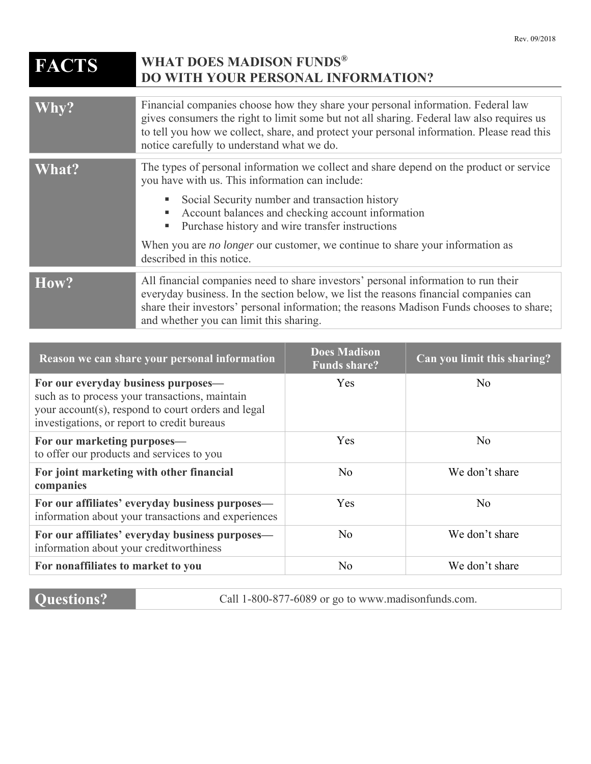Rev. 09/2018

# FACTS — WHAT DOES MADISON FUNDS® DO WITH YOUR PERSONAL INFORMATION?

| | |
|---|---|
| **Why?** | Financial companies choose how they share your personal information. Federal law gives consumers the right to limit some but not all sharing. Federal law also requires us to tell you how we collect, share, and protect your personal information. Please read this notice carefully to understand what we do. |
| **What?** | The types of personal information we collect and share depend on the product or service you have with us. This information can include:<br>▪ Social Security number and transaction history<br>▪ Account balances and checking account information<br>▪ Purchase history and wire transfer instructions<br><br>When you are *no longer* our customer, we continue to share your information as described in this notice. |
| **How?** | All financial companies need to share investors' personal information to run their everyday business. In the section below, we list the reasons financial companies can share their investors' personal information; the reasons Madison Funds chooses to share; and whether you can limit this sharing. |

| Reason we can share your personal information | Does Madison Funds share? | Can you limit this sharing? |
|---|---|---|
| **For our everyday business purposes—** such as to process your transactions, maintain your account(s), respond to court orders and legal investigations, or report to credit bureaus | Yes | No |
| **For our marketing purposes—** to offer our products and services to you | Yes | No |
| **For joint marketing with other financial companies** | No | We don't share |
| **For our affiliates' everyday business purposes—** information about your transactions and experiences | Yes | No |
| **For our affiliates' everyday business purposes—** information about your creditworthiness | No | We don't share |
| **For nonaffiliates to market to you** | No | We don't share |

| | |
|---|---|
| **Questions?** | Call 1-800-877-6089 or go to www.madisonfunds.com. |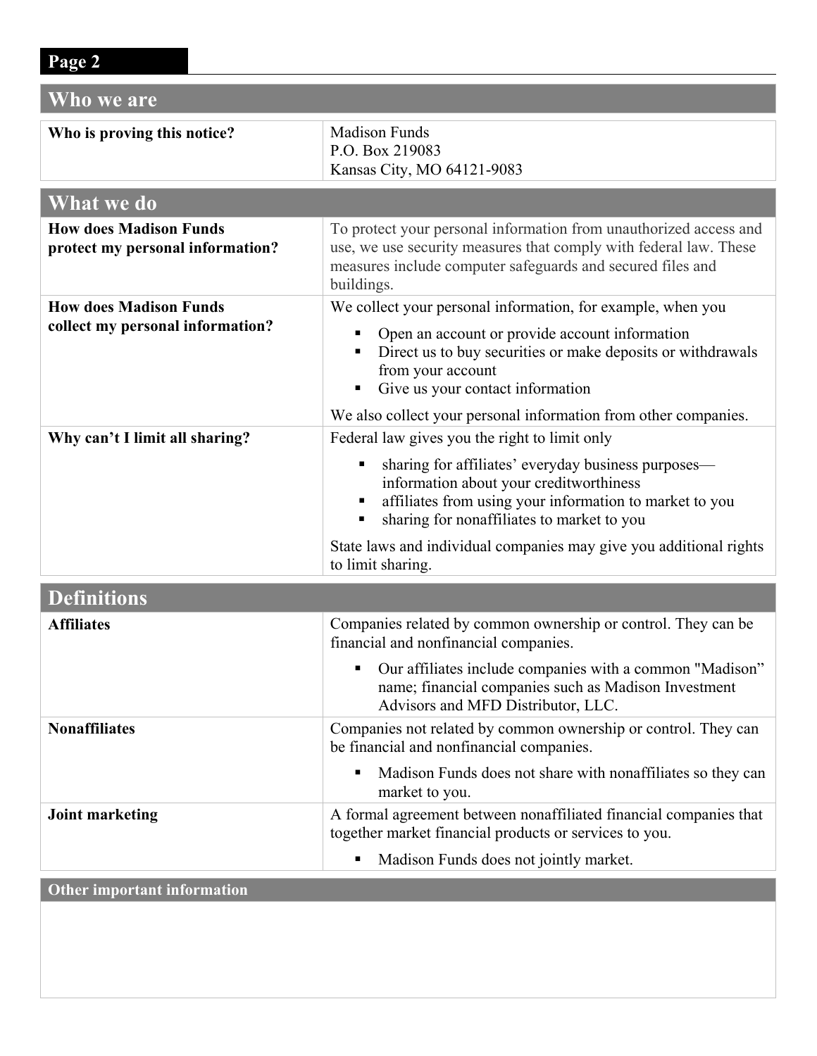## Who we are

| | |
|---|---|
| **Who is proving this notice?** | Madison Funds<br>P.O. Box 219083<br>Kansas City, MO 64121-9083 |

## What we do

| | |
|---|---|
| **How does Madison Funds protect my personal information?** | To protect your personal information from unauthorized access and use, we use security measures that comply with federal law. These measures include computer safeguards and secured files and buildings. |
| **How does Madison Funds collect my personal information?** | We collect your personal information, for example, when you<br>▪ Open an account or provide account information<br>▪ Direct us to buy securities or make deposits or withdrawals from your account<br>▪ Give us your contact information<br>We also collect your personal information from other companies. |
| **Why can't I limit all sharing?** | Federal law gives you the right to limit only<br>▪ sharing for affiliates' everyday business purposes—information about your creditworthiness<br>▪ affiliates from using your information to market to you<br>▪ sharing for nonaffiliates to market to you<br>State laws and individual companies may give you additional rights to limit sharing. |

## Definitions

| | |
|---|---|
| **Affiliates** | Companies related by common ownership or control. They can be financial and nonfinancial companies.<br>▪ Our affiliates include companies with a common "Madison" name; financial companies such as Madison Investment Advisors and MFD Distributor, LLC. |
| **Nonaffiliates** | Companies not related by common ownership or control. They can be financial and nonfinancial companies.<br>▪ Madison Funds does not share with nonaffiliates so they can market to you. |
| **Joint marketing** | A formal agreement between nonaffiliated financial companies that together market financial products or services to you.<br>▪ Madison Funds does not jointly market. |

## Other important information